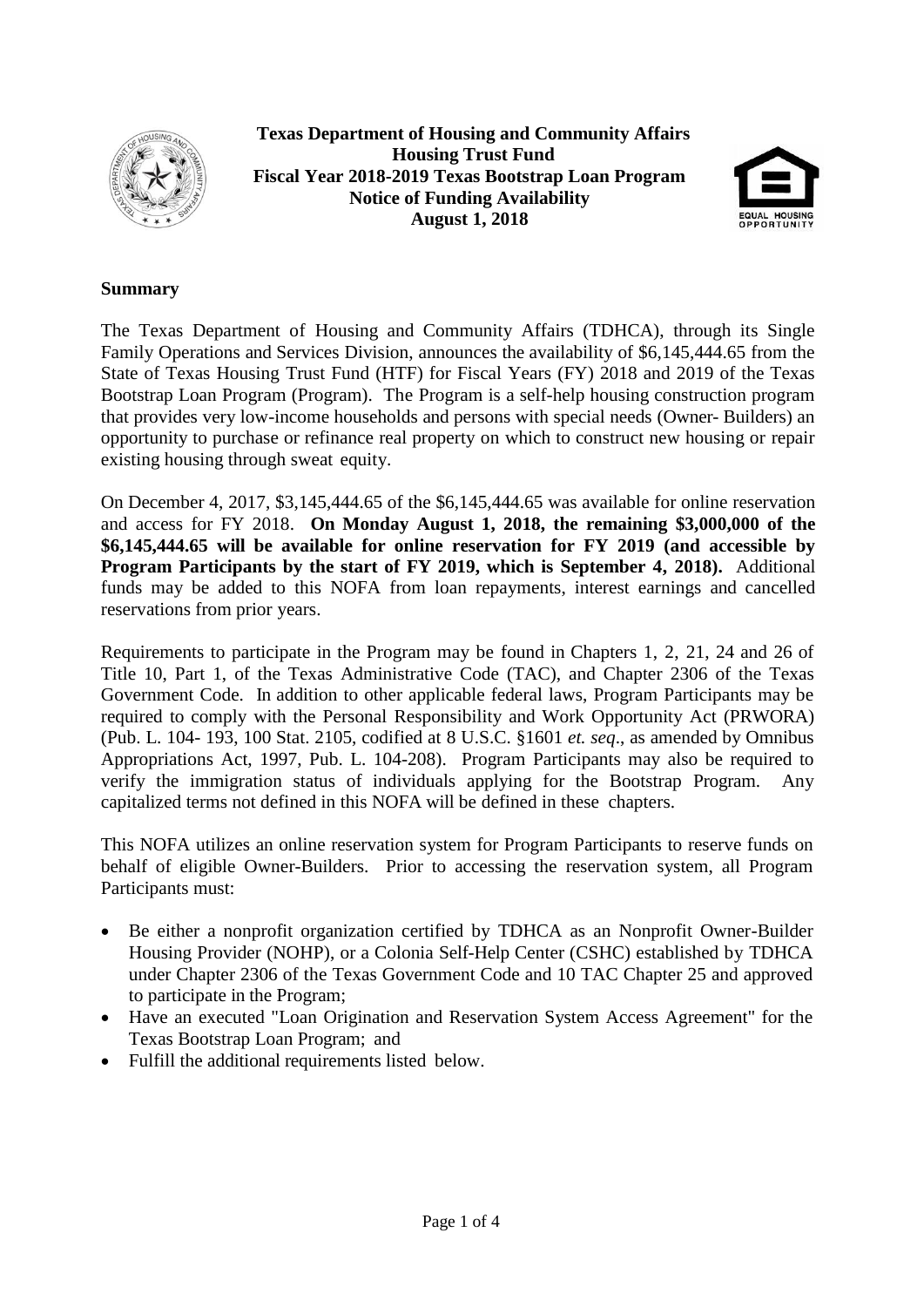**Texas Department of Housing and Community Affairs**
**Housing Trust Fund**
**Fiscal Year 2018-2019 Texas Bootstrap Loan Program**
**Notice of Funding Availability**
**August 1, 2018**

## Summary

The Texas Department of Housing and Community Affairs (TDHCA), through its Single Family Operations and Services Division, announces the availability of $6,145,444.65 from the State of Texas Housing Trust Fund (HTF) for Fiscal Years (FY) 2018 and 2019 of the Texas Bootstrap Loan Program (Program). The Program is a self-help housing construction program that provides very low-income households and persons with special needs (Owner- Builders) an opportunity to purchase or refinance real property on which to construct new housing or repair existing housing through sweat equity.

On December 4, 2017, $3,145,444.65 of the $6,145,444.65 was available for online reservation and access for FY 2018. **On Monday August 1, 2018, the remaining $3,000,000 of the $6,145,444.65 will be available for online reservation for FY 2019 (and accessible by Program Participants by the start of FY 2019, which is September 4, 2018).** Additional funds may be added to this NOFA from loan repayments, interest earnings and cancelled reservations from prior years.

Requirements to participate in the Program may be found in Chapters 1, 2, 21, 24 and 26 of Title 10, Part 1, of the Texas Administrative Code (TAC), and Chapter 2306 of the Texas Government Code. In addition to other applicable federal laws, Program Participants may be required to comply with the Personal Responsibility and Work Opportunity Act (PRWORA) (Pub. L. 104- 193, 100 Stat. 2105, codified at 8 U.S.C. §1601 *et. seq*., as amended by Omnibus Appropriations Act, 1997, Pub. L. 104-208). Program Participants may also be required to verify the immigration status of individuals applying for the Bootstrap Program. Any capitalized terms not defined in this NOFA will be defined in these chapters.

This NOFA utilizes an online reservation system for Program Participants to reserve funds on behalf of eligible Owner-Builders. Prior to accessing the reservation system, all Program Participants must:

- Be either a nonprofit organization certified by TDHCA as an Nonprofit Owner-Builder Housing Provider (NOHP), or a Colonia Self-Help Center (CSHC) established by TDHCA under Chapter 2306 of the Texas Government Code and 10 TAC Chapter 25 and approved to participate in the Program;
- Have an executed "Loan Origination and Reservation System Access Agreement" for the Texas Bootstrap Loan Program; and
- Fulfill the additional requirements listed below.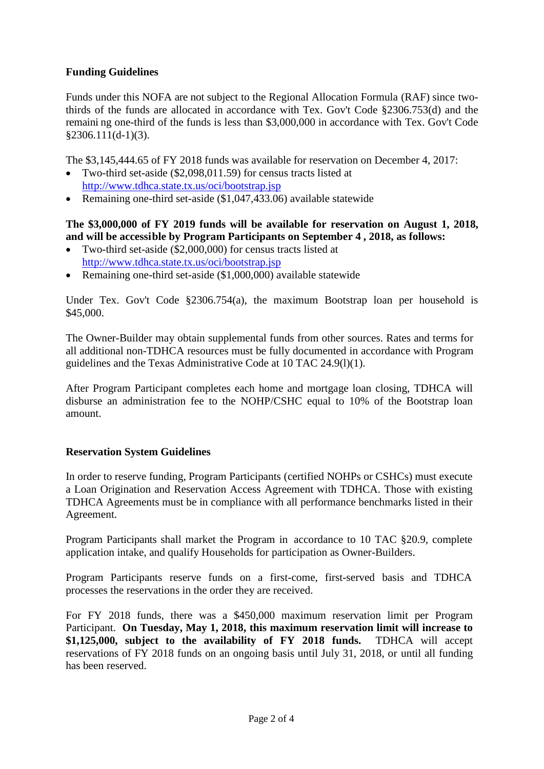**Funding Guidelines**

Funds under this NOFA are not subject to the Regional Allocation Formula (RAF) since two-thirds of the funds are allocated in accordance with Tex. Gov't Code §2306.753(d) and the remaining one-third of the funds is less than $3,000,000 in accordance with Tex. Gov't Code §2306.111(d-1)(3).

The $3,145,444.65 of FY 2018 funds was available for reservation on December 4, 2017:

- Two-third set-aside ($2,098,011.59) for census tracts listed at http://www.tdhca.state.tx.us/oci/bootstrap.jsp
- Remaining one-third set-aside ($1,047,433.06) available statewide

**The $3,000,000 of FY 2019 funds will be available for reservation on August 1, 2018, and will be accessible by Program Participants on September 4 , 2018, as follows:**

- Two-third set-aside ($2,000,000) for census tracts listed at http://www.tdhca.state.tx.us/oci/bootstrap.jsp
- Remaining one-third set-aside ($1,000,000) available statewide

Under Tex. Gov't Code §2306.754(a), the maximum Bootstrap loan per household is $45,000.

The Owner-Builder may obtain supplemental funds from other sources. Rates and terms for all additional non-TDHCA resources must be fully documented in accordance with Program guidelines and the Texas Administrative Code at 10 TAC 24.9(l)(1).

After Program Participant completes each home and mortgage loan closing, TDHCA will disburse an administration fee to the NOHP/CSHC equal to 10% of the Bootstrap loan amount.

**Reservation System Guidelines**

In order to reserve funding, Program Participants (certified NOHPs or CSHCs) must execute a Loan Origination and Reservation Access Agreement with TDHCA. Those with existing TDHCA Agreements must be in compliance with all performance benchmarks listed in their Agreement.

Program Participants shall market the Program in accordance to 10 TAC §20.9, complete application intake, and qualify Households for participation as Owner-Builders.

Program Participants reserve funds on a first-come, first-served basis and TDHCA processes the reservations in the order they are received.

For FY 2018 funds, there was a $450,000 maximum reservation limit per Program Participant. **On Tuesday, May 1, 2018, this maximum reservation limit will increase to $1,125,000, subject to the availability of FY 2018 funds.** TDHCA will accept reservations of FY 2018 funds on an ongoing basis until July 31, 2018, or until all funding has been reserved.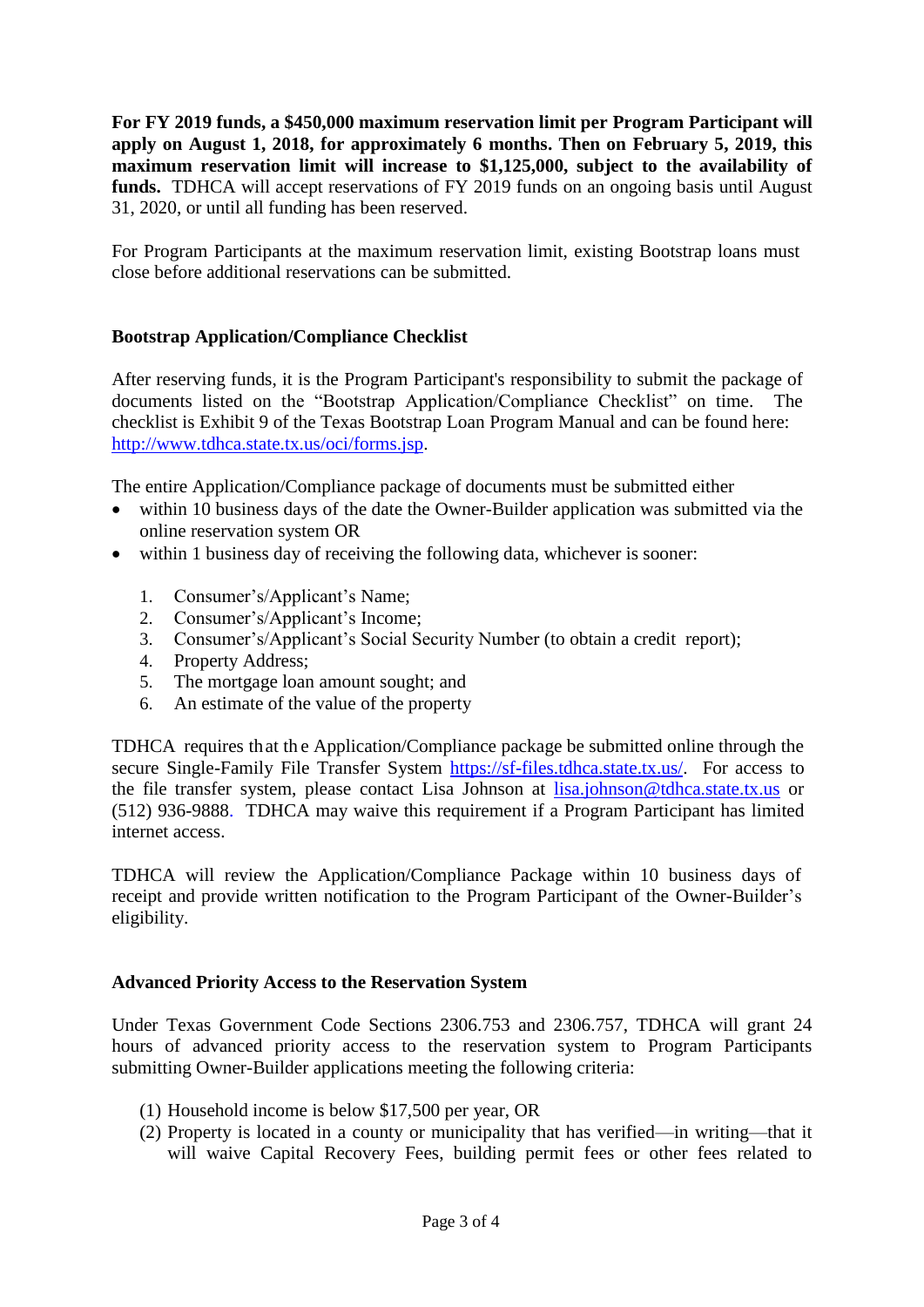**For FY 2019 funds, a $450,000 maximum reservation limit per Program Participant will apply on August 1, 2018, for approximately 6 months. Then on February 5, 2019, this maximum reservation limit will increase to $1,125,000, subject to the availability of funds.** TDHCA will accept reservations of FY 2019 funds on an ongoing basis until August 31, 2020, or until all funding has been reserved.

For Program Participants at the maximum reservation limit, existing Bootstrap loans must close before additional reservations can be submitted.

### Bootstrap Application/Compliance Checklist

After reserving funds, it is the Program Participant's responsibility to submit the package of documents listed on the "Bootstrap Application/Compliance Checklist" on time. The checklist is Exhibit 9 of the Texas Bootstrap Loan Program Manual and can be found here: [http://www.tdhca.state.tx.us/oci/forms.jsp](http://www.tdhca.state.tx.us/oci/forms.jsp).

The entire Application/Compliance package of documents must be submitted either

- within 10 business days of the date the Owner-Builder application was submitted via the online reservation system OR
- within 1 business day of receiving the following data, whichever is sooner:

  1. Consumer's/Applicant's Name;
  2. Consumer's/Applicant's Income;
  3. Consumer's/Applicant's Social Security Number (to obtain a credit report);
  4. Property Address;
  5. The mortgage loan amount sought; and
  6. An estimate of the value of the property

TDHCA requires that the Application/Compliance package be submitted online through the secure Single-Family File Transfer System [https://sf-files.tdhca.state.tx.us/](https://sf-files.tdhca.state.tx.us/). For access to the file transfer system, please contact Lisa Johnson at [lisa.johnson@tdhca.state.tx.us](mailto:lisa.johnson@tdhca.state.tx.us) or (512) 936-9888. TDHCA may waive this requirement if a Program Participant has limited internet access.

TDHCA will review the Application/Compliance Package within 10 business days of receipt and provide written notification to the Program Participant of the Owner-Builder's eligibility.

### Advanced Priority Access to the Reservation System

Under Texas Government Code Sections 2306.753 and 2306.757, TDHCA will grant 24 hours of advanced priority access to the reservation system to Program Participants submitting Owner-Builder applications meeting the following criteria:

(1) Household income is below $17,500 per year, OR
(2) Property is located in a county or municipality that has verified—in writing—that it will waive Capital Recovery Fees, building permit fees or other fees related to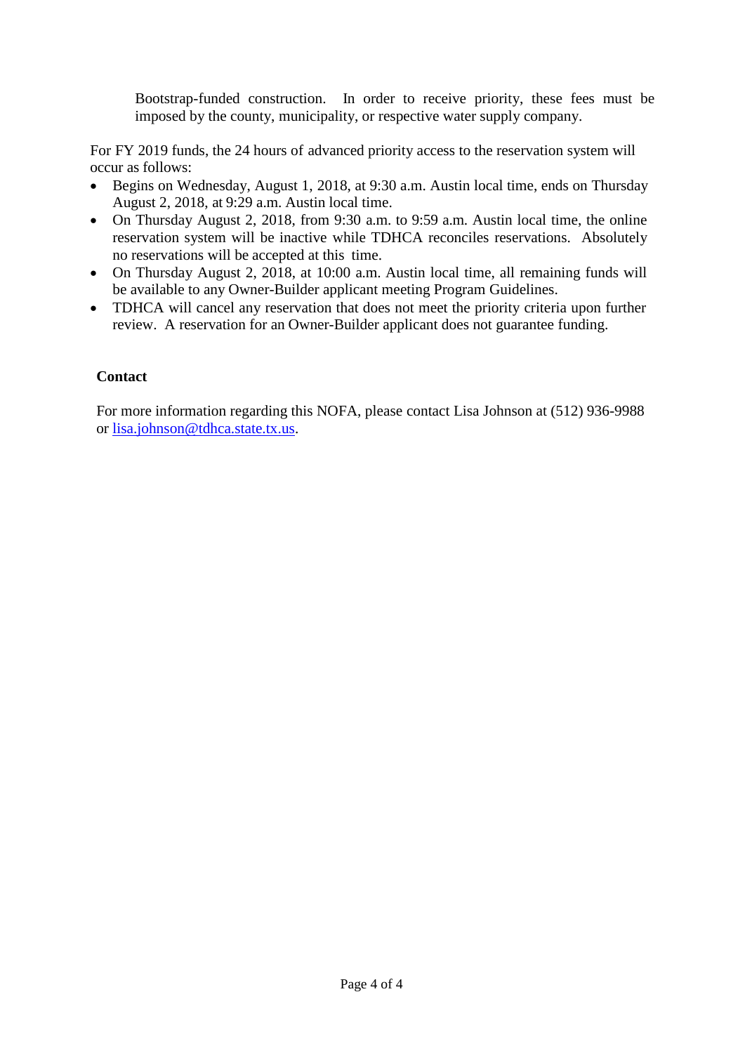Bootstrap-funded construction. In order to receive priority, these fees must be imposed by the county, municipality, or respective water supply company.

For FY 2019 funds, the 24 hours of advanced priority access to the reservation system will occur as follows:

- Begins on Wednesday, August 1, 2018, at 9:30 a.m. Austin local time, ends on Thursday August 2, 2018, at 9:29 a.m. Austin local time.
- On Thursday August 2, 2018, from 9:30 a.m. to 9:59 a.m. Austin local time, the online reservation system will be inactive while TDHCA reconciles reservations. Absolutely no reservations will be accepted at this time.
- On Thursday August 2, 2018, at 10:00 a.m. Austin local time, all remaining funds will be available to any Owner-Builder applicant meeting Program Guidelines.
- TDHCA will cancel any reservation that does not meet the priority criteria upon further review. A reservation for an Owner-Builder applicant does not guarantee funding.

**Contact**

For more information regarding this NOFA, please contact Lisa Johnson at (512) 936-9988 or lisa.johnson@tdhca.state.tx.us.